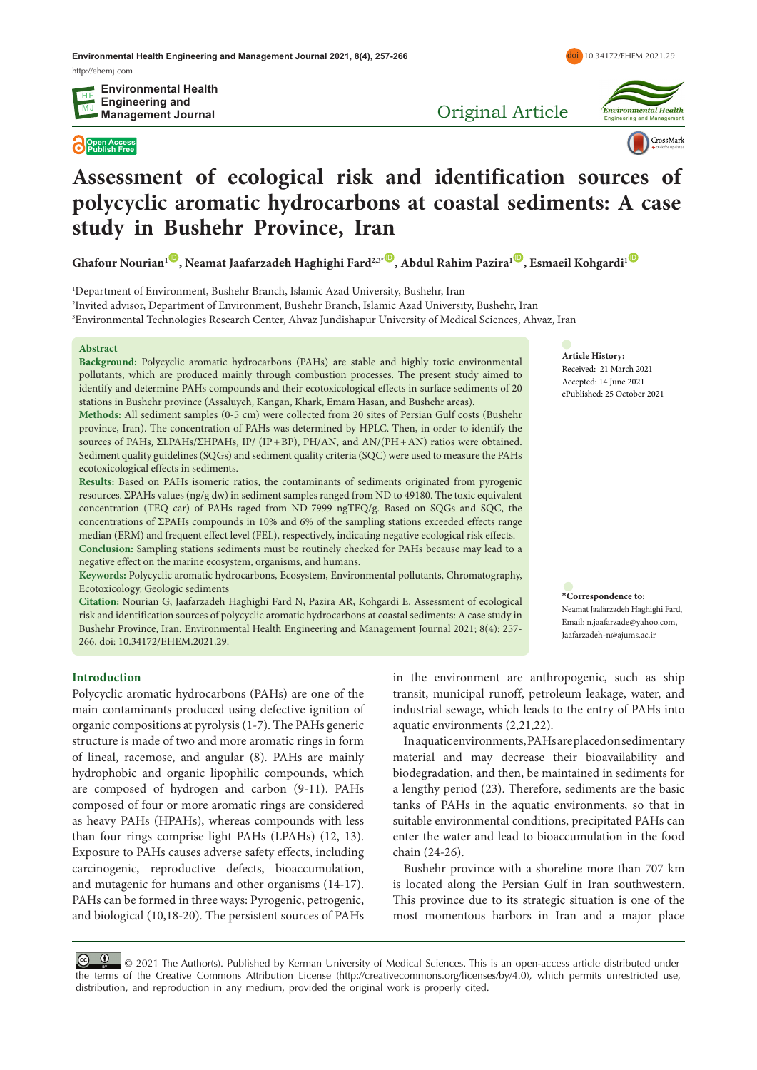Original Article

# Assessment of ecological risk and identification sources of polycyclic aromatic hydrocarbons at coastal sediments: A case study in Bushehr Province, Iran

**Ghafour Nourian[1], Neamat Jaafarzadeh Haghighi Fard[2,3*], Abdul Rahim Pazira[1], Esmaeil Kohgardi[1]**

[1]Department of Environment, Bushehr Branch, Islamic Azad University, Bushehr, Iran
[2]Invited advisor, Department of Environment, Bushehr Branch, Islamic Azad University, Bushehr, Iran
[3]Environmental Technologies Research Center, Ahvaz Jundishapur University of Medical Sciences, Ahvaz, Iran

**Article History:**
Received: 21 March 2021
Accepted: 14 June 2021
ePublished: 25 October 2021

**\*Correspondence to:**
Neamat Jaafarzadeh Haghighi Fard,
Email: n.jaafarzade@yahoo.com,
Jaafarzadeh-n@ajums.ac.ir

## Abstract

**Background:** Polycyclic aromatic hydrocarbons (PAHs) are stable and highly toxic environmental pollutants, which are produced mainly through combustion processes. The present study aimed to identify and determine PAHs compounds and their ecotoxicological effects in surface sediments of 20 stations in Bushehr province (Assaluyeh, Kangan, Khark, Emam Hasan, and Bushehr areas).

**Methods:** All sediment samples (0-5 cm) were collected from 20 sites of Persian Gulf costs (Bushehr province, Iran). The concentration of PAHs was determined by HPLC. Then, in order to identify the sources of PAHs, ΣLPAHs/ΣHPAHs, IP/ (IP+BP), PH/AN, and AN/(PH+AN) ratios were obtained. Sediment quality guidelines (SQGs) and sediment quality criteria (SQC) were used to measure the PAHs ecotoxicological effects in sediments.

**Results:** Based on PAHs isomeric ratios, the contaminants of sediments originated from pyrogenic resources. ΣPAHs values (ng/g dw) in sediment samples ranged from ND to 49180. The toxic equivalent concentration (TEQ car) of PAHs raged from ND-7999 ngTEQ/g. Based on SQGs and SQC, the concentrations of ΣPAHs compounds in 10% and 6% of the sampling stations exceeded effects range median (ERM) and frequent effect level (FEL), respectively, indicating negative ecological risk effects.

**Conclusion:** Sampling stations sediments must be routinely checked for PAHs because may lead to a negative effect on the marine ecosystem, organisms, and humans.

**Keywords:** Polycyclic aromatic hydrocarbons, Ecosystem, Environmental pollutants, Chromatography, Ecotoxicology, Geologic sediments

**Citation:** Nourian G, Jaafarzadeh Haghighi Fard N, Pazira AR, Kohgardi E. Assessment of ecological risk and identification sources of polycyclic aromatic hydrocarbons at coastal sediments: A case study in Bushehr Province, Iran. Environmental Health Engineering and Management Journal 2021; 8(4): 257-266. doi: 10.34172/EHEM.2021.29.

## Introduction

Polycyclic aromatic hydrocarbons (PAHs) are one of the main contaminants produced using defective ignition of organic compositions at pyrolysis (1-7). The PAHs generic structure is made of two and more aromatic rings in form of lineal, racemose, and angular (8). PAHs are mainly hydrophobic and organic lipophilic compounds, which are composed of hydrogen and carbon (9-11). PAHs composed of four or more aromatic rings are considered as heavy PAHs (HPAHs), whereas compounds with less than four rings comprise light PAHs (LPAHs) (12, 13). Exposure to PAHs causes adverse safety effects, including carcinogenic, reproductive defects, bioaccumulation, and mutagenic for humans and other organisms (14-17). PAHs can be formed in three ways: Pyrogenic, petrogenic, and biological (10,18-20). The persistent sources of PAHs in the environment are anthropogenic, such as ship transit, municipal runoff, petroleum leakage, water, and industrial sewage, which leads to the entry of PAHs into aquatic environments (2,21,22).

In aquatic environments, PAHs are placed on sedimentary material and may decrease their bioavailability and biodegradation, and then, be maintained in sediments for a lengthy period (23). Therefore, sediments are the basic tanks of PAHs in the aquatic environments, so that in suitable environmental conditions, precipitated PAHs can enter the water and lead to bioaccumulation in the food chain (24-26).

Bushehr province with a shoreline more than 707 km is located along the Persian Gulf in Iran southwestern. This province due to its strategic situation is one of the most momentous harbors in Iran and a major place

© 2021 The Author(s). Published by Kerman University of Medical Sciences. This is an open-access article distributed under the terms of the Creative Commons Attribution License (http://creativecommons.org/licenses/by/4.0), which permits unrestricted use, distribution, and reproduction in any medium, provided the original work is properly cited.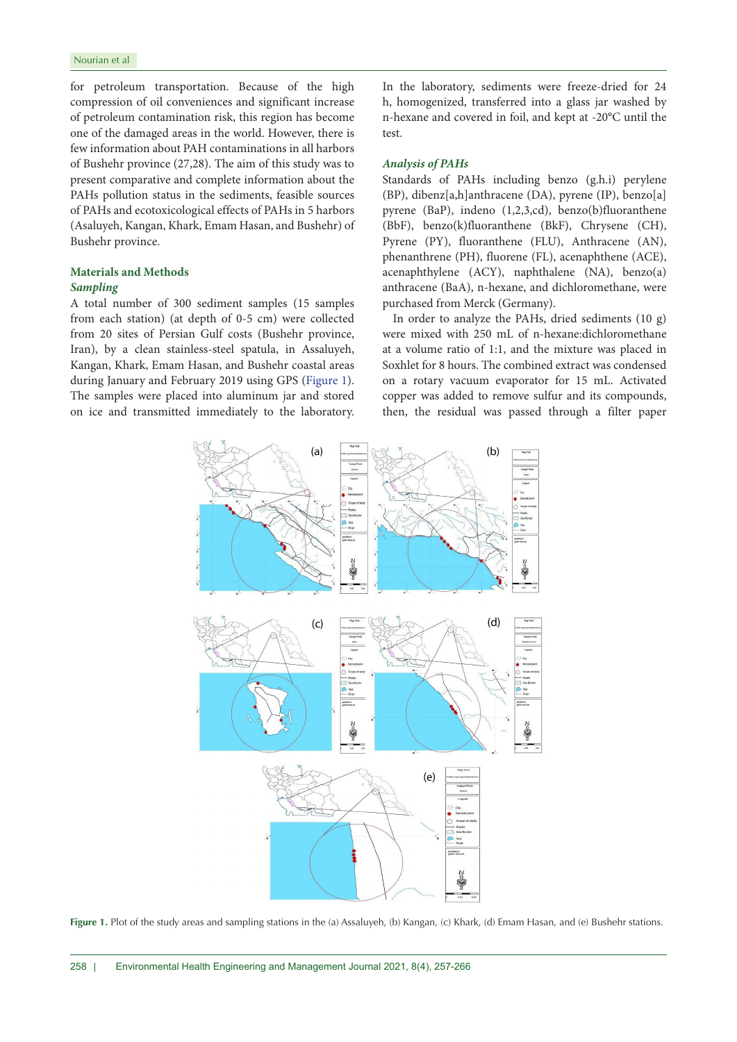for petroleum transportation. Because of the high compression of oil conveniences and significant increase of petroleum contamination risk, this region has become one of the damaged areas in the world. However, there is few information about PAH contaminations in all harbors of Bushehr province (27,28). The aim of this study was to present comparative and complete information about the PAHs pollution status in the sediments, feasible sources of PAHs and ecotoxicological effects of PAHs in 5 harbors (Asaluyeh, Kangan, Khark, Emam Hasan, and Bushehr) of Bushehr province.

## Materials and Methods

### *Sampling*

A total number of 300 sediment samples (15 samples from each station) (at depth of 0-5 cm) were collected from 20 sites of Persian Gulf costs (Bushehr province, Iran), by a clean stainless-steel spatula, in Assaluyeh, Kangan, Khark, Emam Hasan, and Bushehr coastal areas during January and February 2019 using GPS (Figure 1). The samples were placed into aluminum jar and stored on ice and transmitted immediately to the laboratory. In the laboratory, sediments were freeze-dried for 24 h, homogenized, transferred into a glass jar washed by n-hexane and covered in foil, and kept at -20°C until the test.

### *Analysis of PAHs*

Standards of PAHs including benzo (g.h.i) perylene (BP), dibenz[a,h]anthracene (DA), pyrene (IP), benzo[a] pyrene (BaP), indeno (1,2,3,cd), benzo(b)fluoranthene (BbF), benzo(k)fluoranthene (BkF), Chrysene (CH), Pyrene (PY), fluoranthene (FLU), Anthracene (AN), phenanthrene (PH), fluorene (FL), acenaphthene (ACE), acenaphthylene (ACY), naphthalene (NA), benzo(a) anthracene (BaA), n-hexane, and dichloromethane, were purchased from Merck (Germany).

In order to analyze the PAHs, dried sediments (10 g) were mixed with 250 mL of n-hexane:dichloromethane at a volume ratio of 1:1, and the mixture was placed in Soxhlet for 8 hours. The combined extract was condensed on a rotary vacuum evaporator for 15 mL. Activated copper was added to remove sulfur and its compounds, then, the residual was passed through a filter paper

**Figure 1.** Plot of the study areas and sampling stations in the (a) Assaluyeh, (b) Kangan, (c) Khark, (d) Emam Hasan, and (e) Bushehr stations.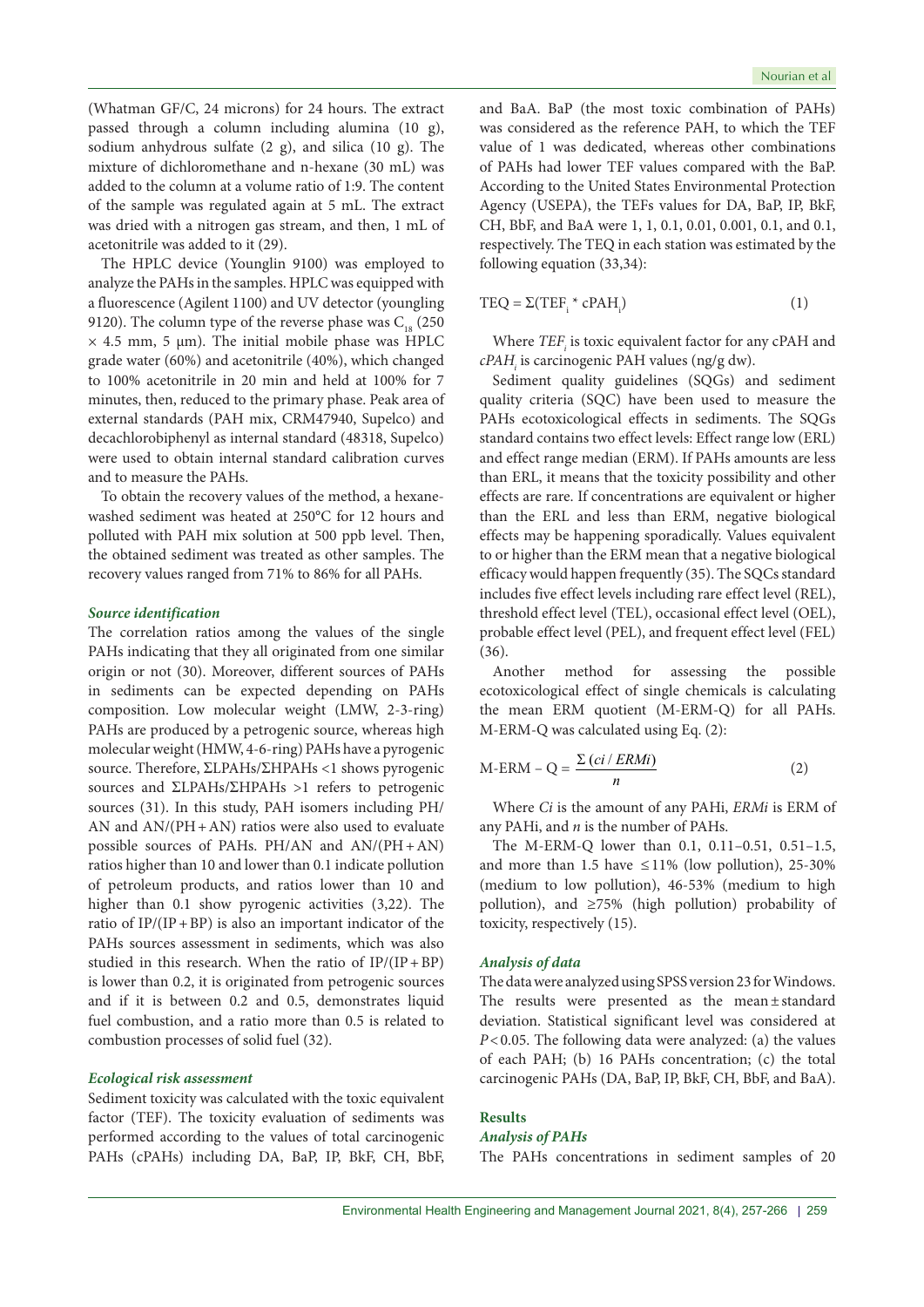(Whatman GF/C, 24 microns) for 24 hours. The extract passed through a column including alumina (10 g), sodium anhydrous sulfate (2 g), and silica (10 g). The mixture of dichloromethane and n-hexane (30 mL) was added to the column at a volume ratio of 1:9. The content of the sample was regulated again at 5 mL. The extract was dried with a nitrogen gas stream, and then, 1 mL of acetonitrile was added to it (29).

The HPLC device (Younglin 9100) was employed to analyze the PAHs in the samples. HPLC was equipped with a fluorescence (Agilent 1100) and UV detector (youngling 9120). The column type of the reverse phase was $C_{18}$ (250 × 4.5 mm, 5 µm). The initial mobile phase was HPLC grade water (60%) and acetonitrile (40%), which changed to 100% acetonitrile in 20 min and held at 100% for 7 minutes, then, reduced to the primary phase. Peak area of external standards (PAH mix, CRM47940, Supelco) and decachlorobiphenyl as internal standard (48318, Supelco) were used to obtain internal standard calibration curves and to measure the PAHs.

To obtain the recovery values of the method, a hexane-washed sediment was heated at 250°C for 12 hours and polluted with PAH mix solution at 500 ppb level. Then, the obtained sediment was treated as other samples. The recovery values ranged from 71% to 86% for all PAHs.

### *Source identification*

The correlation ratios among the values of the single PAHs indicating that they all originated from one similar origin or not (30). Moreover, different sources of PAHs in sediments can be expected depending on PAHs composition. Low molecular weight (LMW, 2-3-ring) PAHs are produced by a petrogenic source, whereas high molecular weight (HMW, 4-6-ring) PAHs have a pyrogenic source. Therefore, ΣLPAHs/ΣHPAHs <1 shows pyrogenic sources and ΣLPAHs/ΣHPAHs >1 refers to petrogenic sources (31). In this study, PAH isomers including PH/AN and AN/(PH + AN) ratios were also used to evaluate possible sources of PAHs. PH/AN and AN/(PH + AN) ratios higher than 10 and lower than 0.1 indicate pollution of petroleum products, and ratios lower than 10 and higher than 0.1 show pyrogenic activities (3,22). The ratio of IP/(IP + BP) is also an important indicator of the PAHs sources assessment in sediments, which was also studied in this research. When the ratio of IP/(IP + BP) is lower than 0.2, it is originated from petrogenic sources and if it is between 0.2 and 0.5, demonstrates liquid fuel combustion, and a ratio more than 0.5 is related to combustion processes of solid fuel (32).

### *Ecological risk assessment*

Sediment toxicity was calculated with the toxic equivalent factor (TEF). The toxicity evaluation of sediments was performed according to the values of total carcinogenic PAHs (cPAHs) including DA, BaP, IP, BkF, CH, BbF, and BaA. BaP (the most toxic combination of PAHs) was considered as the reference PAH, to which the TEF value of 1 was dedicated, whereas other combinations of PAHs had lower TEF values compared with the BaP. According to the United States Environmental Protection Agency (USEPA), the TEFs values for DA, BaP, IP, BkF, CH, BbF, and BaA were 1, 1, 0.1, 0.01, 0.001, 0.1, and 0.1, respectively. The TEQ in each station was estimated by the following equation (33,34):

$$TEQ = \Sigma(TEF_i * cPAH_i) \qquad (1)$$

Where $TEF_i$ is toxic equivalent factor for any cPAH and $cPAH_i$ is carcinogenic PAH values (ng/g dw).

Sediment quality guidelines (SQGs) and sediment quality criteria (SQC) have been used to measure the PAHs ecotoxicological effects in sediments. The SQGs standard contains two effect levels: Effect range low (ERL) and effect range median (ERM). If PAHs amounts are less than ERL, it means that the toxicity possibility and other effects are rare. If concentrations are equivalent or higher than the ERL and less than ERM, negative biological effects may be happening sporadically. Values equivalent to or higher than the ERM mean that a negative biological efficacy would happen frequently (35). The SQCs standard includes five effect levels including rare effect level (REL), threshold effect level (TEL), occasional effect level (OEL), probable effect level (PEL), and frequent effect level (FEL) (36).

Another method for assessing the possible ecotoxicological effect of single chemicals is calculating the mean ERM quotient (M-ERM-Q) for all PAHs. M-ERM-Q was calculated using Eq. (2):

$$M\text{-}ERM - Q = \frac{\Sigma\,(ci\,/\,ERMi)}{n} \qquad (2)$$

Where *Ci* is the amount of any PAHi, *ERMi* is ERM of any PAHi, and *n* is the number of PAHs.

The M-ERM-Q lower than 0.1, 0.11–0.51, 0.51–1.5, and more than 1.5 have ≤11% (low pollution), 25-30% (medium to low pollution), 46-53% (medium to high pollution), and ≥75% (high pollution) probability of toxicity, respectively (15).

### *Analysis of data*

The data were analyzed using SPSS version 23 for Windows. The results were presented as the mean ± standard deviation. Statistical significant level was considered at $P < 0.05$. The following data were analyzed: (a) the values of each PAH; (b) 16 PAHs concentration; (c) the total carcinogenic PAHs (DA, BaP, IP, BkF, CH, BbF, and BaA).

## Results

### *Analysis of PAHs*

The PAHs concentrations in sediment samples of 20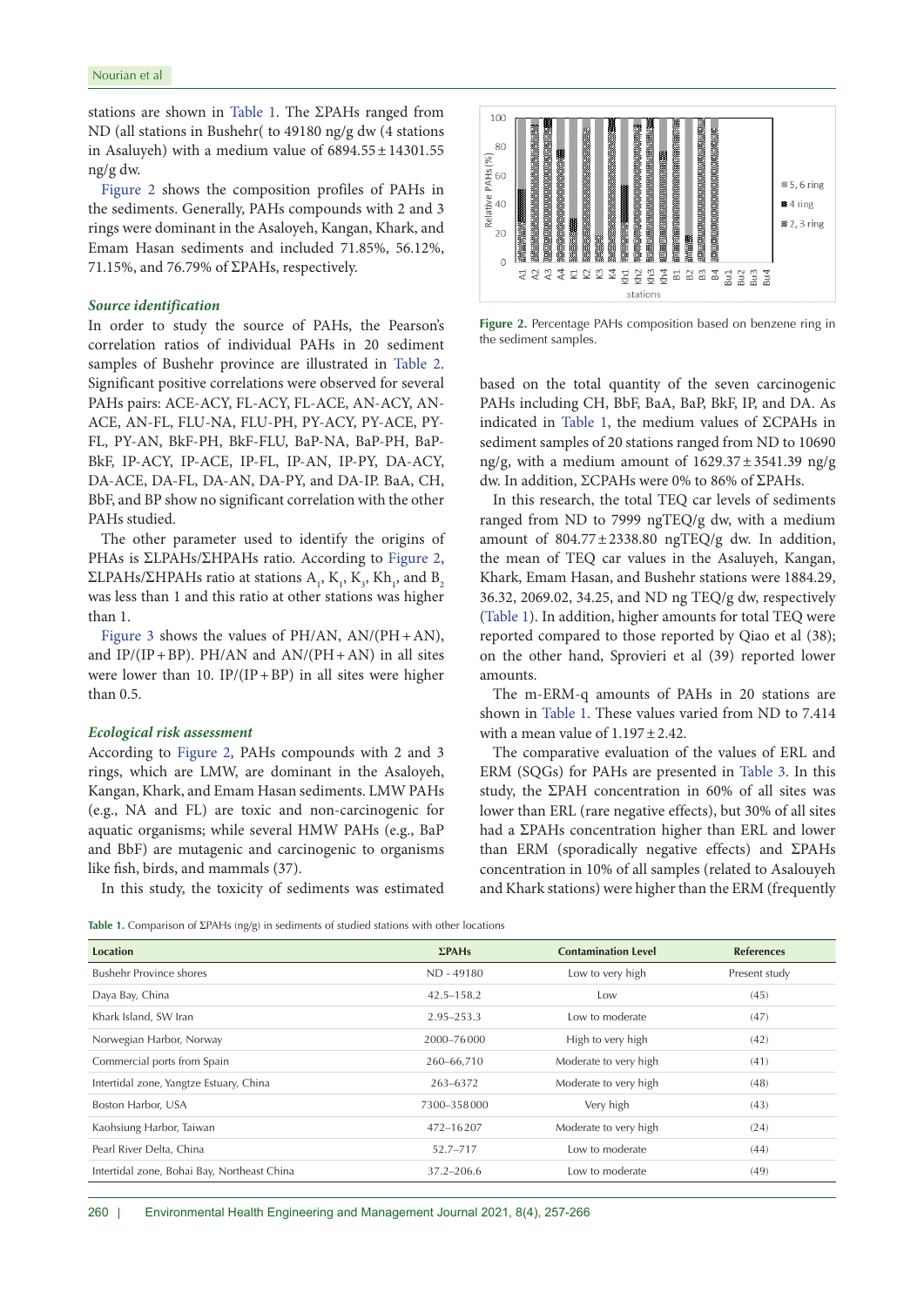stations are shown in Table 1. The ΣPAHs ranged from ND (all stations in Bushehr( to 49180 ng/g dw (4 stations in Asaluyeh) with a medium value of 6894.55 ± 14301.55 ng/g dw.

Figure 2 shows the composition profiles of PAHs in the sediments. Generally, PAHs compounds with 2 and 3 rings were dominant in the Asaloyeh, Kangan, Khark, and Emam Hasan sediments and included 71.85%, 56.12%, 71.15%, and 76.79% of ΣPAHs, respectively.

### Source identification

In order to study the source of PAHs, the Pearson's correlation ratios of individual PAHs in 20 sediment samples of Bushehr province are illustrated in Table 2. Significant positive correlations were observed for several PAHs pairs: ACE-ACY, FL-ACY, FL-ACE, AN-ACY, AN-ACE, AN-FL, FLU-NA, FLU-PH, PY-ACY, PY-ACE, PY-FL, PY-AN, BkF-PH, BkF-FLU, BaP-NA, BaP-PH, BaP-BkF, IP-ACY, IP-ACE, IP-FL, IP-AN, IP-PY, DA-ACY, DA-ACE, DA-FL, DA-AN, DA-PY, and DA-IP. BaA, CH, BbF, and BP show no significant correlation with the other PAHs studied.

The other parameter used to identify the origins of PHAs is ΣLPAHs/ΣHPAHs ratio. According to Figure 2, ΣLPAHs/ΣHPAHs ratio at stations $A_1$, $K_1$, $K_3$, $Kh_1$, and $B_2$ was less than 1 and this ratio at other stations was higher than 1.

Figure 3 shows the values of PH/AN, AN/(PH + AN), and IP/(IP + BP). PH/AN and AN/(PH + AN) in all sites were lower than 10. IP/(IP + BP) in all sites were higher than 0.5.

### Ecological risk assessment

According to Figure 2, PAHs compounds with 2 and 3 rings, which are LMW, are dominant in the Asaloyeh, Kangan, Khark, and Emam Hasan sediments. LMW PAHs (e.g., NA and FL) are toxic and non-carcinogenic for aquatic organisms; while several HMW PAHs (e.g., BaP and BbF) are mutagenic and carcinogenic to organisms like fish, birds, and mammals (37).

In this study, the toxicity of sediments was estimated

**Figure 2.** Percentage PAHs composition based on benzene ring in the sediment samples.

based on the total quantity of the seven carcinogenic PAHs including CH, BbF, BaA, BaP, BkF, IP, and DA. As indicated in Table 1, the medium values of ΣCPAHs in sediment samples of 20 stations ranged from ND to 10690 ng/g, with a medium amount of 1629.37 ± 3541.39 ng/g dw. In addition, ΣCPAHs were 0% to 86% of ΣPAHs.

In this research, the total TEQ car levels of sediments ranged from ND to 7999 ngTEQ/g dw, with a medium amount of 804.77 ± 2338.80 ngTEQ/g dw. In addition, the mean of TEQ car values in the Asaluyeh, Kangan, Khark, Emam Hasan, and Bushehr stations were 1884.29, 36.32, 2069.02, 34.25, and ND ng TEQ/g dw, respectively (Table 1). In addition, higher amounts for total TEQ were reported compared to those reported by Qiao et al (38); on the other hand, Sprovieri et al (39) reported lower amounts.

The m-ERM-q amounts of PAHs in 20 stations are shown in Table 1. These values varied from ND to 7.414 with a mean value of 1.197 ± 2.42.

The comparative evaluation of the values of ERL and ERM (SQGs) for PAHs are presented in Table 3. In this study, the ΣPAH concentration in 60% of all sites was lower than ERL (rare negative effects), but 30% of all sites had a ΣPAHs concentration higher than ERL and lower than ERM (sporadically negative effects) and ΣPAHs concentration in 10% of all samples (related to Asalouyeh and Khark stations) were higher than the ERM (frequently

**Table 1.** Comparison of ΣPAHs (ng/g) in sediments of studied stations with other locations

| Location | ΣPAHs | Contamination Level | References |
|---|---|---|---|
| Bushehr Province shores | ND - 49180 | Low to very high | Present study |
| Daya Bay, China | 42.5–158.2 | Low | (45) |
| Khark Island, SW Iran | 2.95–253.3 | Low to moderate | (47) |
| Norwegian Harbor, Norway | 2000–76 000 | High to very high | (42) |
| Commercial ports from Spain | 260–66,710 | Moderate to very high | (41) |
| Intertidal zone, Yangtze Estuary, China | 263–6372 | Moderate to very high | (48) |
| Boston Harbor, USA | 7300–358 000 | Very high | (43) |
| Kaohsiung Harbor, Taiwan | 472–16 207 | Moderate to very high | (24) |
| Pearl River Delta, China | 52.7–717 | Low to moderate | (44) |
| Intertidal zone, Bohai Bay, Northeast China | 37.2–206.6 | Low to moderate | (49) |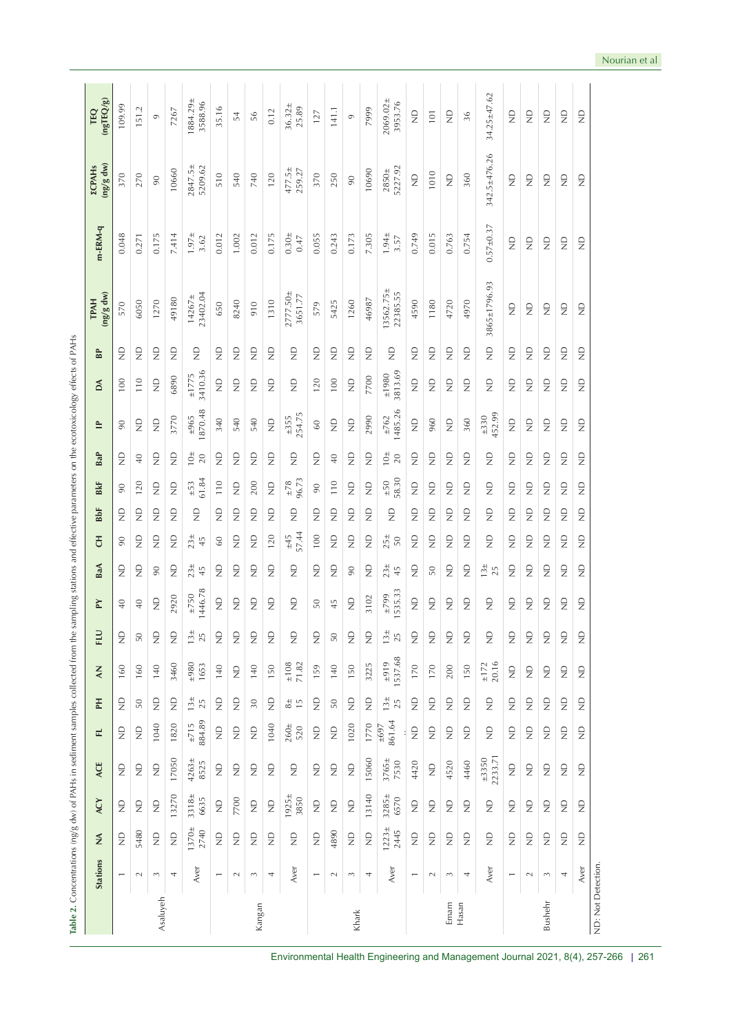**Table 2.** Concentrations (ng/g dw) of PAHs in sediment samples collected from the sampling stations and effective parameters on the ecotoxicology effects of PAHs

| Stations | | NA | ACY | ACE | FL | PH | AN | FLU | PY | BaA | CH | BbF | BkF | BaP | IP | DA | BP | TPAH (ng/g dw) | m-ERM-q | ΣCPAHs (ng/g dw) | TEQ (ngTEQ/g) |
|---|---|---|---|---|---|---|---|---|---|---|---|---|---|---|---|---|---|---|---|---|---|
| Asaluyeh | 1 | ND | ND | ND | ND | ND | 160 | ND | 40 | ND | 90 | ND | 90 | ND | 90 | 100 | ND | 570 | 0.048 | 370 | 109.99 |
| | 2 | 5480 | ND | ND | ND | 50 | 160 | 50 | 40 | ND | ND | ND | 120 | 40 | ND | 110 | ND | 6050 | 0.271 | 270 | 151.2 |
| | 3 | ND | ND | ND | 1040 | ND | 140 | ND | ND | 90 | ND | ND | ND | ND | ND | ND | ND | 1270 | 0.175 | 90 | 9 |
| | 4 | ND | 13270 | 17050 | 1820 | ND | 3460 | ND | 2920 | ND | ND | ND | ND | ND | 3770 | 6890 | ND | 49180 | 7.414 | 10660 | 7267 |
| | Aver | 1370±2740 | 3318±6635 | 4263±8525 | ±715 884.89 | 13±25 | ±980 1653 | 13±25 | ±750 1446.78 | 23±45 | 23±45 | ND | ±53 61.84 | 10±20 | ±965 1870.48 | ±1775 3410.36 | ND | 14267±23402.04 | 1.97±3.62 | 2847.5±5209.62 | 1884.29±3588.96 |
| Kangan | 1 | ND | ND | ND | ND | ND | 140 | ND | ND | ND | 60 | ND | 110 | ND | 340 | ND | ND | 650 | 0.012 | 510 | 35.16 |
| | 2 | ND | 7700 | ND | ND | ND | ND | ND | ND | ND | ND | ND | ND | ND | 540 | ND | ND | 8240 | 1.002 | 540 | 54 |
| | 3 | ND | ND | ND | ND | 30 | 140 | ND | ND | ND | ND | ND | 200 | ND | 540 | ND | ND | 910 | 0.012 | 740 | 56 |
| | 4 | ND | ND | ND | 1040 | ND | 150 | ND | ND | ND | 120 | ND | ND | ND | ND | ND | ND | 1310 | 0.175 | 120 | 0.12 |
| | Aver | ND | 1925±3850 | ND | 260±520 | 8±15 | ±108 71.82 | ND | ND | ND | ±45 57.44 | ND | ±78 96.73 | ND | ±355 254.75 | ND | ND | 2777.50±3651.77 | 0.30±0.47 | 477.5±259.27 | 36.32±25.89 |
| Khark | 1 | ND | ND | ND | ND | ND | 159 | ND | 50 | ND | 100 | ND | 90 | ND | 60 | 120 | ND | 579 | 0.055 | 370 | 127 |
| | 2 | 4890 | ND | ND | ND | 50 | 140 | 50 | 45 | ND | ND | ND | 110 | 40 | ND | 100 | ND | 5425 | 0.243 | 250 | 141.1 |
| | 3 | ND | ND | ND | 1020 | ND | 150 | ND | ND | 90 | ND | ND | ND | ND | ND | ND | ND | 1260 | 0.173 | 90 | 9 |
| | 4 | ND | 13140 | 15060 | 1770 | ND | 3225 | ND | 3102 | ND | ND | ND | ND | ND | 2990 | 7700 | ND | 46987 | 7.305 | 10690 | 7999 |
| | Aver | 1223±2445 | 3285±6570 | 3765±7530 | ±697 861.64 | 13±25 | ±919 1537.68 | 13±25 | ±799 1535.33 | 23±45 | 25±50 | ND | ±50 58.30 | 10±20 | ±762 1485.26 | ±1980 3813.69 | ND | 13562.75±22385.55 | 1.94±3.57 | 2850±5227.92 | 2069.02±3953.76 |
| Emam Hasan | 1 | ND | ND | 4420 | ND | ND | 170 | ND | ND | ND | ND | ND | ND | ND | ND | ND | ND | 4590 | 0.749 | ND | ND |
| | 2 | ND | ND | ND | ND | ND | 170 | ND | ND | 50 | ND | ND | ND | ND | 960 | ND | ND | 1180 | 0.015 | 1010 | 101 |
| | 3 | ND | ND | 4520 | ND | ND | 200 | ND | ND | ND | ND | ND | ND | ND | ND | ND | ND | 4720 | 0.763 | ND | ND |
| | 4 | ND | ND | 4460 | ND | ND | 150 | ND | ND | ND | ND | ND | ND | ND | 360 | ND | ND | 4970 | 0.754 | 360 | 36 |
| | Aver | ND | ND | ±3350 2233.71 | ND | ND | ±172 20.16 | ND | ND | 13±25 | ND | ND | ND | ND | ±330 452.99 | ND | ND | 3865±1796.93 | 0.57±0.37 | 342.5±476.26 | 34.25±47.62 |
| Bushehr | 1 | ND | ND | ND | ND | ND | ND | ND | ND | ND | ND | ND | ND | ND | ND | ND | ND | ND | ND | ND | ND |
| | 2 | ND | ND | ND | ND | ND | ND | ND | ND | ND | ND | ND | ND | ND | ND | ND | ND | ND | ND | ND | ND |
| | 3 | ND | ND | ND | ND | ND | ND | ND | ND | ND | ND | ND | ND | ND | ND | ND | ND | ND | ND | ND | ND |
| | 4 | ND | ND | ND | ND | ND | ND | ND | ND | ND | ND | ND | ND | ND | ND | ND | ND | ND | ND | ND | ND |
| | Aver | ND | ND | ND | ND | ND | ND | ND | ND | ND | ND | ND | ND | ND | ND | ND | ND | ND | ND | ND | ND |

ND: Not Detection.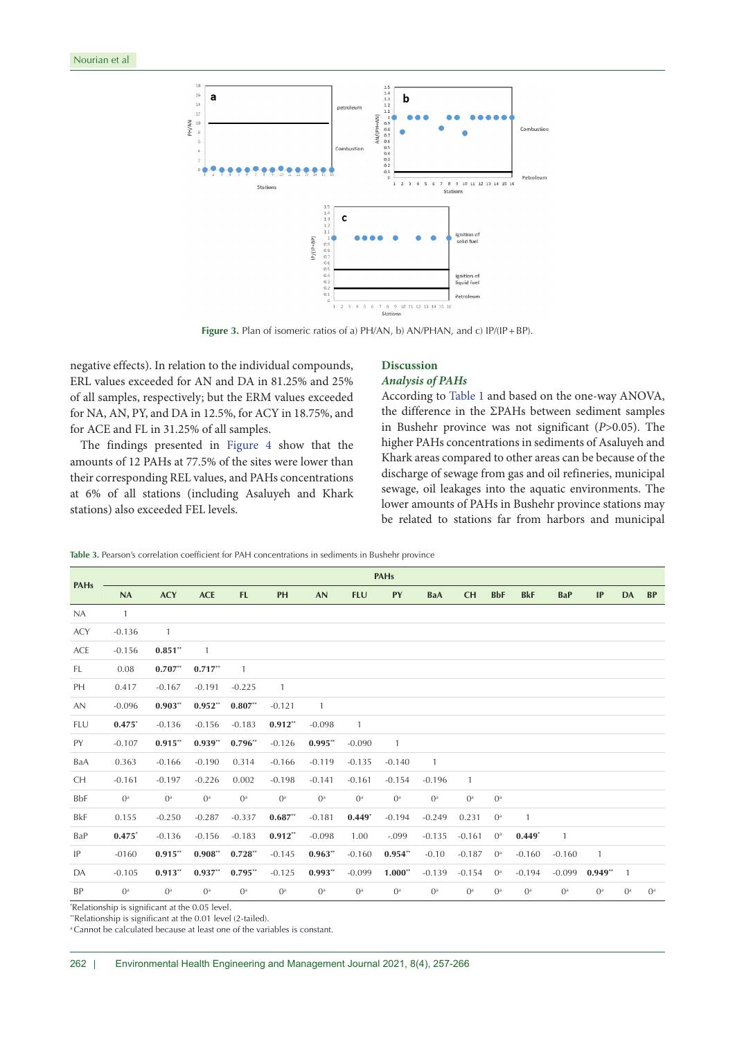Figure 3. Plan of isomeric ratios of a) PH/AN, b) AN/PHAN, and c) IP/(IP+BP).

negative effects). In relation to the individual compounds, ERL values exceeded for AN and DA in 81.25% and 25% of all samples, respectively; but the ERM values exceeded for NA, AN, PY, and DA in 12.5%, for ACY in 18.75%, and for ACE and FL in 31.25% of all samples.

The findings presented in Figure 4 show that the amounts of 12 PAHs at 77.5% of the sites were lower than their corresponding REL values, and PAHs concentrations at 6% of all stations (including Asaluyeh and Khark stations) also exceeded FEL levels.

## Discussion

### *Analysis of PAHs*

According to Table 1 and based on the one-way ANOVA, the difference in the ΣPAHs between sediment samples in Bushehr province was not significant ($P>0.05$). The higher PAHs concentrations in sediments of Asaluyeh and Khark areas compared to other areas can be because of the discharge of sewage from gas and oil refineries, municipal sewage, oil leakages into the aquatic environments. The lower amounts of PAHs in Bushehr province stations may be related to stations far from harbors and municipal

**Table 3.** Pearson's correlation coefficient for PAH concentrations in sediments in Bushehr province

| PAHs | PAHs | | | | | | | | | | | | | | | |
|---|---|---|---|---|---|---|---|---|---|---|---|---|---|---|---|---|
| | NA | ACY | ACE | FL | PH | AN | FLU | PY | BaA | CH | BbF | BkF | BaP | IP | DA | BP |
| NA | 1 | | | | | | | | | | | | | | | |
| ACY | -0.136 | 1 | | | | | | | | | | | | | | |
| ACE | -0.156 | **0.851**[**] | 1 | | | | | | | | | | | | | |
| FL | 0.08 | **0.707**[**] | **0.717**[**] | 1 | | | | | | | | | | | | |
| PH | 0.417 | -0.167 | -0.191 | -0.225 | 1 | | | | | | | | | | | |
| AN | -0.096 | **0.903**[**] | **0.952**[**] | **0.807**[**] | -0.121 | 1 | | | | | | | | | | |
| FLU | **0.475**[*] | -0.136 | -0.156 | -0.183 | **0.912**[**] | -0.098 | 1 | | | | | | | | | |
| PY | -0.107 | **0.915**[**] | **0.939**[**] | **0.796**[**] | -0.126 | **0.995**[**] | -0.090 | 1 | | | | | | | | |
| BaA | 0.363 | -0.166 | -0.190 | 0.314 | -0.166 | -0.119 | -0.135 | -0.140 | 1 | | | | | | | |
| CH | -0.161 | -0.197 | -0.226 | 0.002 | -0.198 | -0.141 | -0.161 | -0.154 | -0.196 | 1 | | | | | | |
| BbF | 0[a] | 0[a] | 0[a] | 0[a] | 0[a] | 0[a] | 0[a] | 0[a] | 0[a] | 0[a] | 0[a] | | | | | |
| BkF | 0.155 | -0.250 | -0.287 | -0.337 | **0.687**[**] | -0.181 | **0.449**[*] | -0.194 | -0.249 | 0.231 | 0[a] | 1 | | | | |
| BaP | **0.475**[*] | -0.136 | -0.156 | -0.183 | **0.912**[**] | -0.098 | 1.00 | -.099 | -0.135 | -0.161 | 0[a] | **0.449**[*] | 1 | | | |
| IP | -0160 | **0.915**[**] | **0.908**[**] | **0.728**[**] | -0.145 | **0.963**[**] | -0.160 | **0.954**[**] | -0.10 | -0.187 | 0[a] | -0.160 | -0.160 | 1 | | |
| DA | -0.105 | **0.913**[**] | **0.937**[**] | **0.795**[**] | -0.125 | **0.993**[**] | -0.099 | **1.000**[**] | -0.139 | -0.154 | 0[a] | -0.194 | -0.099 | **0.949**[**] | 1 | |
| BP | 0[a] | 0[a] | 0[a] | 0[a] | 0[a] | 0[a] | 0[a] | 0[a] | 0[a] | 0[a] | 0[a] | 0[a] | 0[a] | 0[a] | 0[a] | 0[a] |

[*]Relationship is significant at the 0.05 level.
[**]Relationship is significant at the 0.01 level (2-tailed).
[a] Cannot be calculated because at least one of the variables is constant.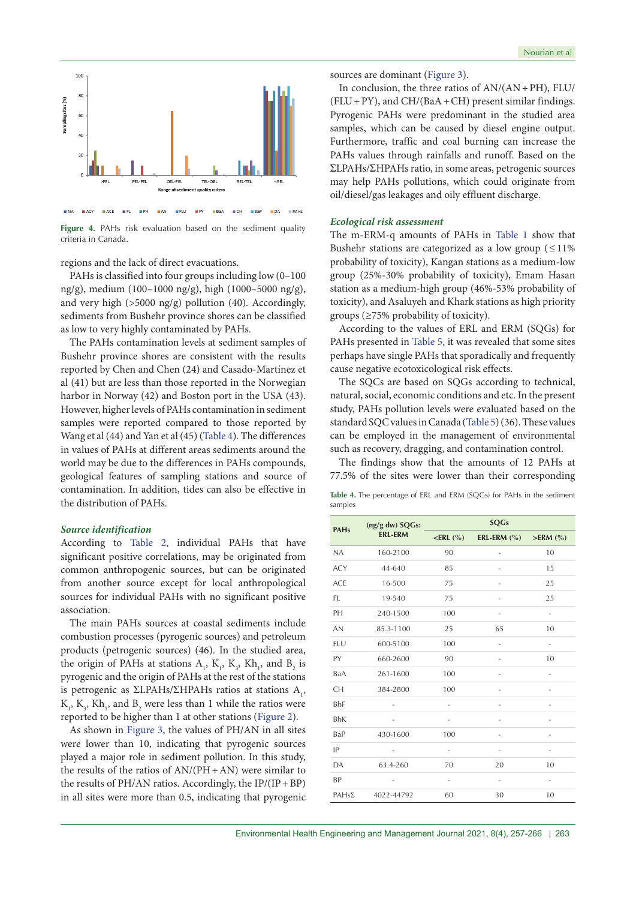Figure 4. PAHs risk evaluation based on the sediment quality criteria in Canada.

regions and the lack of direct evacuations.

PAHs is classified into four groups including low (0–100 ng/g), medium (100–1000 ng/g), high (1000–5000 ng/g), and very high (>5000 ng/g) pollution (40). Accordingly, sediments from Bushehr province shores can be classified as low to very highly contaminated by PAHs.

The PAHs contamination levels at sediment samples of Bushehr province shores are consistent with the results reported by Chen and Chen (24) and Casado-Martínez et al (41) but are less than those reported in the Norwegian harbor in Norway (42) and Boston port in the USA (43). However, higher levels of PAHs contamination in sediment samples were reported compared to those reported by Wang et al (44) and Yan et al (45) (Table 4). The differences in values of PAHs at different areas sediments around the world may be due to the differences in PAHs compounds, geological features of sampling stations and source of contamination. In addition, tides can also be effective in the distribution of PAHs.

### Source identification

According to Table 2, individual PAHs that have significant positive correlations, may be originated from common anthropogenic sources, but can be originated from another source except for local anthropological sources for individual PAHs with no significant positive association.

The main PAHs sources at coastal sediments include combustion processes (pyrogenic sources) and petroleum products (petrogenic sources) (46). In the studied area, the origin of PAHs at stations $A_1$, $K_1$, $K_3$, $Kh_1$, and $B_2$ is pyrogenic and the origin of PAHs at the rest of the stations is petrogenic as ΣLPAHs/ΣHPAHs ratios at stations $A_1$, $K_1$, $K_3$, $Kh_1$, and $B_2$ were less than 1 while the ratios were reported to be higher than 1 at other stations (Figure 2).

As shown in Figure 3, the values of PH/AN in all sites were lower than 10, indicating that pyrogenic sources played a major role in sediment pollution. In this study, the results of the ratios of AN/(PH + AN) were similar to the results of PH/AN ratios. Accordingly, the IP/(IP + BP) in all sites were more than 0.5, indicating that pyrogenic sources are dominant (Figure 3).

In conclusion, the three ratios of AN/(AN + PH), FLU/(FLU + PY), and CH/(BaA + CH) present similar findings. Pyrogenic PAHs were predominant in the studied area samples, which can be caused by diesel engine output. Furthermore, traffic and coal burning can increase the PAHs values through rainfalls and runoff. Based on the ΣLPAHs/ΣHPAHs ratio, in some areas, petrogenic sources may help PAHs pollutions, which could originate from oil/diesel/gas leakages and oily effluent discharge.

### Ecological risk assessment

The m-ERM-q amounts of PAHs in Table 1 show that Bushehr stations are categorized as a low group (≤ 11% probability of toxicity), Kangan stations as a medium-low group (25%-30% probability of toxicity), Emam Hasan station as a medium-high group (46%-53% probability of toxicity), and Asaluyeh and Khark stations as high priority groups (≥75% probability of toxicity).

According to the values of ERL and ERM (SQGs) for PAHs presented in Table 5, it was revealed that some sites perhaps have single PAHs that sporadically and frequently cause negative ecotoxicological risk effects.

The SQCs are based on SQGs according to technical, natural, social, economic conditions and etc. In the present study, PAHs pollution levels were evaluated based on the standard SQC values in Canada (Table 5) (36). These values can be employed in the management of environmental such as recovery, dragging, and contamination control.

The findings show that the amounts of 12 PAHs at 77.5% of the sites were lower than their corresponding

Table 4. The percentage of ERL and ERM (SQGs) for PAHs in the sediment samples

| PAHs | (ng/g dw) SQGs: ERL-ERM | SQGs | | |
|---|---|---|---|---|
| | | <ERL (%) | ERL-ERM (%) | >ERM (%) |
| NA | 160-2100 | 90 | - | 10 |
| ACY | 44-640 | 85 | - | 15 |
| ACE | 16-500 | 75 | - | 25 |
| FL | 19-540 | 75 | - | 25 |
| PH | 240-1500 | 100 | - | - |
| AN | 85.3-1100 | 25 | 65 | 10 |
| FLU | 600-5100 | 100 | - | - |
| PY | 660-2600 | 90 | - | 10 |
| BaA | 261-1600 | 100 | - | - |
| CH | 384-2800 | 100 | - | - |
| BbF | - | - | - | - |
| BbK | - | - | - | - |
| BaP | 430-1600 | 100 | - | - |
| IP | - | - | - | - |
| DA | 63.4-260 | 70 | 20 | 10 |
| BP | - | - | - | - |
| PAHsΣ | 4022-44792 | 60 | 30 | 10 |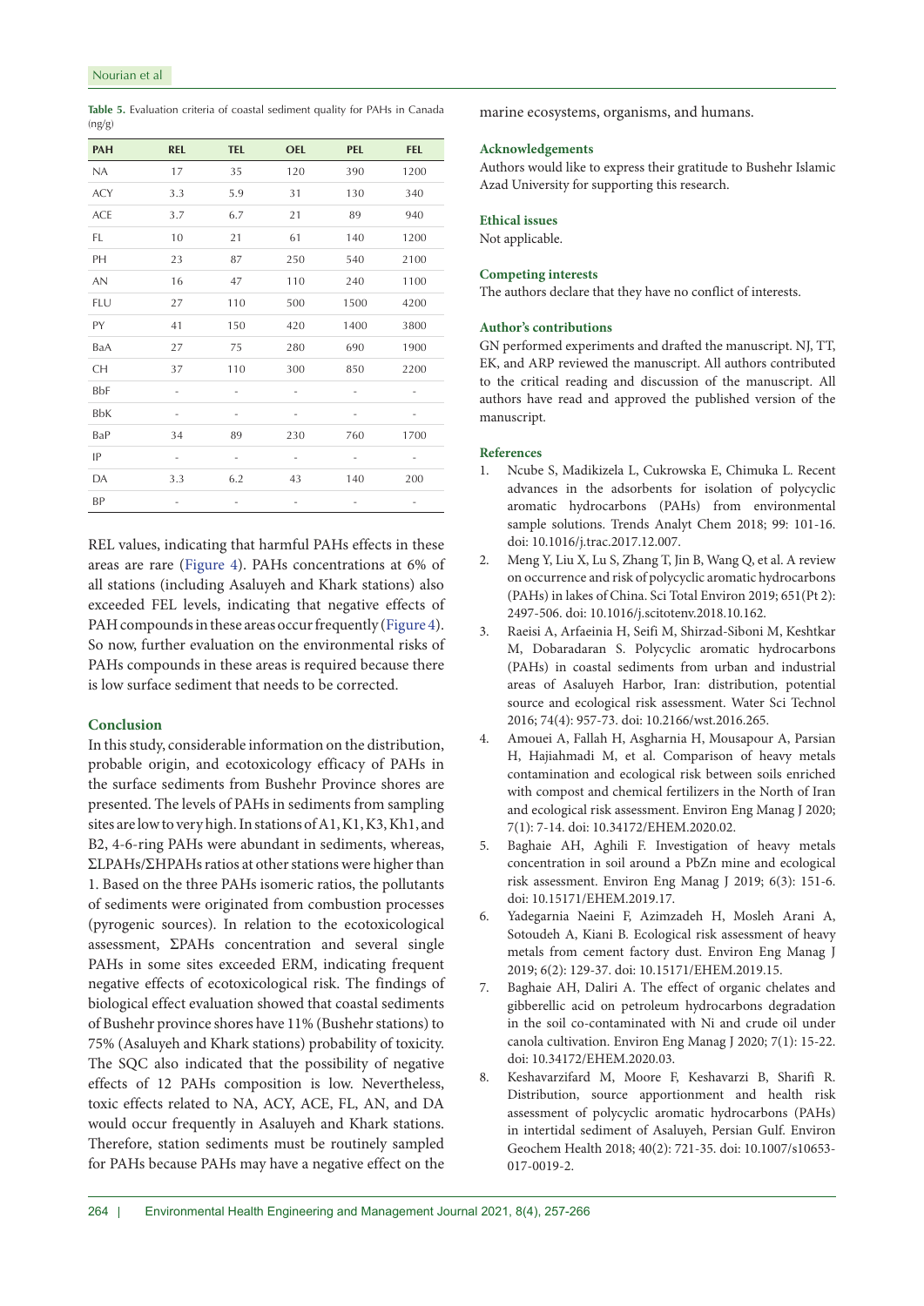**Table 5.** Evaluation criteria of coastal sediment quality for PAHs in Canada (ng/g)

| PAH | REL | TEL | OEL | PEL | FEL |
|---|---|---|---|---|---|
| NA | 17 | 35 | 120 | 390 | 1200 |
| ACY | 3.3 | 5.9 | 31 | 130 | 340 |
| ACE | 3.7 | 6.7 | 21 | 89 | 940 |
| FL | 10 | 21 | 61 | 140 | 1200 |
| PH | 23 | 87 | 250 | 540 | 2100 |
| AN | 16 | 47 | 110 | 240 | 1100 |
| FLU | 27 | 110 | 500 | 1500 | 4200 |
| PY | 41 | 150 | 420 | 1400 | 3800 |
| BaA | 27 | 75 | 280 | 690 | 1900 |
| CH | 37 | 110 | 300 | 850 | 2200 |
| BbF | - | - | - | - | - |
| BbK | - | - | - | - | - |
| BaP | 34 | 89 | 230 | 760 | 1700 |
| IP | - | - | - | - | - |
| DA | 3.3 | 6.2 | 43 | 140 | 200 |
| BP | - | - | - | - | - |

REL values, indicating that harmful PAHs effects in these areas are rare (Figure 4). PAHs concentrations at 6% of all stations (including Asaluyeh and Khark stations) also exceeded FEL levels, indicating that negative effects of PAH compounds in these areas occur frequently (Figure 4). So now, further evaluation on the environmental risks of PAHs compounds in these areas is required because there is low surface sediment that needs to be corrected.

## Conclusion

In this study, considerable information on the distribution, probable origin, and ecotoxicology efficacy of PAHs in the surface sediments from Bushehr Province shores are presented. The levels of PAHs in sediments from sampling sites are low to very high. In stations of A1, K1, K3, Kh1, and B2, 4-6-ring PAHs were abundant in sediments, whereas, ΣLPAHs/ΣHPAHs ratios at other stations were higher than 1. Based on the three PAHs isomeric ratios, the pollutants of sediments were originated from combustion processes (pyrogenic sources). In relation to the ecotoxicological assessment, ΣPAHs concentration and several single PAHs in some sites exceeded ERM, indicating frequent negative effects of ecotoxicological risk. The findings of biological effect evaluation showed that coastal sediments of Bushehr province shores have 11% (Bushehr stations) to 75% (Asaluyeh and Khark stations) probability of toxicity. The SQC also indicated that the possibility of negative effects of 12 PAHs composition is low. Nevertheless, toxic effects related to NA, ACY, ACE, FL, AN, and DA would occur frequently in Asaluyeh and Khark stations. Therefore, station sediments must be routinely sampled for PAHs because PAHs may have a negative effect on the marine ecosystems, organisms, and humans.

## Acknowledgements

Authors would like to express their gratitude to Bushehr Islamic Azad University for supporting this research.

## Ethical issues

Not applicable.

## Competing interests

The authors declare that they have no conflict of interests.

## Author's contributions

GN performed experiments and drafted the manuscript. NJ, TT, EK, and ARP reviewed the manuscript. All authors contributed to the critical reading and discussion of the manuscript. All authors have read and approved the published version of the manuscript.

## References

1. Ncube S, Madikizela L, Cukrowska E, Chimuka L. Recent advances in the adsorbents for isolation of polycyclic aromatic hydrocarbons (PAHs) from environmental sample solutions. Trends Analyt Chem 2018; 99: 101-16. doi: 10.1016/j.trac.2017.12.007.
2. Meng Y, Liu X, Lu S, Zhang T, Jin B, Wang Q, et al. A review on occurrence and risk of polycyclic aromatic hydrocarbons (PAHs) in lakes of China. Sci Total Environ 2019; 651(Pt 2): 2497-506. doi: 10.1016/j.scitotenv.2018.10.162.
3. Raeisi A, Arfaeinia H, Seifi M, Shirzad-Siboni M, Keshtkar M, Dobaradaran S. Polycyclic aromatic hydrocarbons (PAHs) in coastal sediments from urban and industrial areas of Asaluyeh Harbor, Iran: distribution, potential source and ecological risk assessment. Water Sci Technol 2016; 74(4): 957-73. doi: 10.2166/wst.2016.265.
4. Amouei A, Fallah H, Asgharnia H, Mousapour A, Parsian H, Hajiahmadi M, et al. Comparison of heavy metals contamination and ecological risk between soils enriched with compost and chemical fertilizers in the North of Iran and ecological risk assessment. Environ Eng Manag J 2020; 7(1): 7-14. doi: 10.34172/EHEM.2020.02.
5. Baghaie AH, Aghili F. Investigation of heavy metals concentration in soil around a PbZn mine and ecological risk assessment. Environ Eng Manag J 2019; 6(3): 151-6. doi: 10.15171/EHEM.2019.17.
6. Yadegarnia Naeini F, Azimzadeh H, Mosleh Arani A, Sotoudeh A, Kiani B. Ecological risk assessment of heavy metals from cement factory dust. Environ Eng Manag J 2019; 6(2): 129-37. doi: 10.15171/EHEM.2019.15.
7. Baghaie AH, Daliri A. The effect of organic chelates and gibberellic acid on petroleum hydrocarbons degradation in the soil co-contaminated with Ni and crude oil under canola cultivation. Environ Eng Manag J 2020; 7(1): 15-22. doi: 10.34172/EHEM.2020.03.
8. Keshavarzifard M, Moore F, Keshavarzi B, Sharifi R. Distribution, source apportionment and health risk assessment of polycyclic aromatic hydrocarbons (PAHs) in intertidal sediment of Asaluyeh, Persian Gulf. Environ Geochem Health 2018; 40(2): 721-35. doi: 10.1007/s10653-017-0019-2.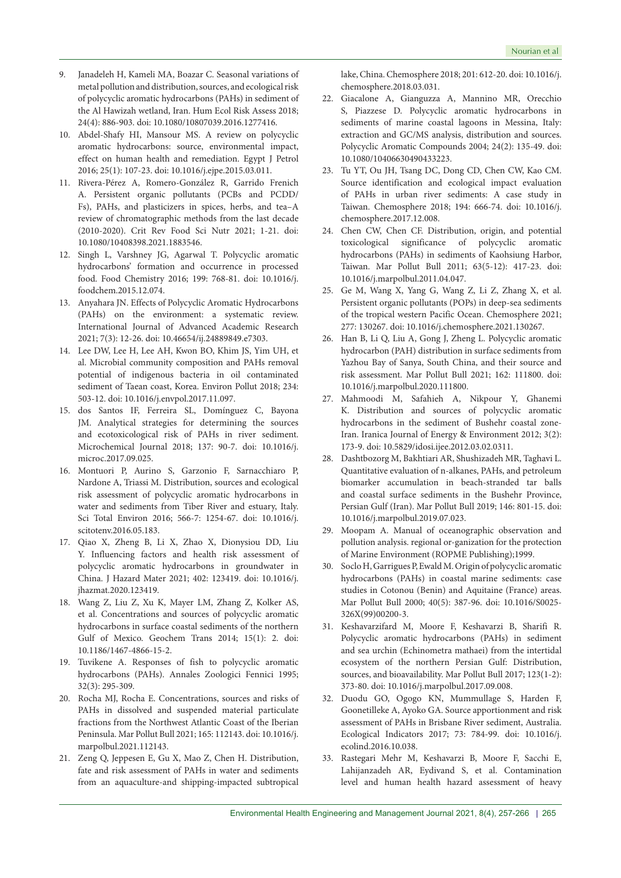9. Janadeleh H, Kameli MA, Boazar C. Seasonal variations of metal pollution and distribution, sources, and ecological risk of polycyclic aromatic hydrocarbons (PAHs) in sediment of the Al Hawizah wetland, Iran. Hum Ecol Risk Assess 2018; 24(4): 886-903. doi: 10.1080/10807039.2016.1277416.
10. Abdel-Shafy HI, Mansour MS. A review on polycyclic aromatic hydrocarbons: source, environmental impact, effect on human health and remediation. Egypt J Petrol 2016; 25(1): 107-23. doi: 10.1016/j.ejpe.2015.03.011.
11. Rivera-Pérez A, Romero-González R, Garrido Frenich A. Persistent organic pollutants (PCBs and PCDD/Fs), PAHs, and plasticizers in spices, herbs, and tea–A review of chromatographic methods from the last decade (2010-2020). Crit Rev Food Sci Nutr 2021; 1-21. doi: 10.1080/10408398.2021.1883546.
12. Singh L, Varshney JG, Agarwal T. Polycyclic aromatic hydrocarbons' formation and occurrence in processed food. Food Chemistry 2016; 199: 768-81. doi: 10.1016/j.foodchem.2015.12.074.
13. Anyahara JN. Effects of Polycyclic Aromatic Hydrocarbons (PAHs) on the environment: a systematic review. International Journal of Advanced Academic Research 2021; 7(3): 12-26. doi: 10.46654/ij.24889849.e7303.
14. Lee DW, Lee H, Lee AH, Kwon BO, Khim JS, Yim UH, et al. Microbial community composition and PAHs removal potential of indigenous bacteria in oil contaminated sediment of Taean coast, Korea. Environ Pollut 2018; 234: 503-12. doi: 10.1016/j.envpol.2017.11.097.
15. dos Santos IF, Ferreira SL, Domínguez C, Bayona JM. Analytical strategies for determining the sources and ecotoxicological risk of PAHs in river sediment. Microchemical Journal 2018; 137: 90-7. doi: 10.1016/j.microc.2017.09.025.
16. Montuori P, Aurino S, Garzonio F, Sarnacchiaro P, Nardone A, Triassi M. Distribution, sources and ecological risk assessment of polycyclic aromatic hydrocarbons in water and sediments from Tiber River and estuary, Italy. Sci Total Environ 2016; 566-7: 1254-67. doi: 10.1016/j.scitotenv.2016.05.183.
17. Qiao X, Zheng B, Li X, Zhao X, Dionysiou DD, Liu Y. Influencing factors and health risk assessment of polycyclic aromatic hydrocarbons in groundwater in China. J Hazard Mater 2021; 402: 123419. doi: 10.1016/j.jhazmat.2020.123419.
18. Wang Z, Liu Z, Xu K, Mayer LM, Zhang Z, Kolker AS, et al. Concentrations and sources of polycyclic aromatic hydrocarbons in surface coastal sediments of the northern Gulf of Mexico. Geochem Trans 2014; 15(1): 2. doi: 10.1186/1467-4866-15-2.
19. Tuvikene A. Responses of fish to polycyclic aromatic hydrocarbons (PAHs). Annales Zoologici Fennici 1995; 32(3): 295-309.
20. Rocha MJ, Rocha E. Concentrations, sources and risks of PAHs in dissolved and suspended material particulate fractions from the Northwest Atlantic Coast of the Iberian Peninsula. Mar Pollut Bull 2021; 165: 112143. doi: 10.1016/j.marpolbul.2021.112143.
21. Zeng Q, Jeppesen E, Gu X, Mao Z, Chen H. Distribution, fate and risk assessment of PAHs in water and sediments from an aquaculture-and shipping-impacted subtropical lake, China. Chemosphere 2018; 201: 612-20. doi: 10.1016/j.chemosphere.2018.03.031.
22. Giacalone A, Gianguzza A, Mannino MR, Orecchio S, Piazzese D. Polycyclic aromatic hydrocarbons in sediments of marine coastal lagoons in Messina, Italy: extraction and GC/MS analysis, distribution and sources. Polycyclic Aromatic Compounds 2004; 24(2): 135-49. doi: 10.1080/10406630490433223.
23. Tu YT, Ou JH, Tsang DC, Dong CD, Chen CW, Kao CM. Source identification and ecological impact evaluation of PAHs in urban river sediments: A case study in Taiwan. Chemosphere 2018; 194: 666-74. doi: 10.1016/j.chemosphere.2017.12.008.
24. Chen CW, Chen CF. Distribution, origin, and potential toxicological significance of polycyclic aromatic hydrocarbons (PAHs) in sediments of Kaohsiung Harbor, Taiwan. Mar Pollut Bull 2011; 63(5-12): 417-23. doi: 10.1016/j.marpolbul.2011.04.047.
25. Ge M, Wang X, Yang G, Wang Z, Li Z, Zhang X, et al. Persistent organic pollutants (POPs) in deep-sea sediments of the tropical western Pacific Ocean. Chemosphere 2021; 277: 130267. doi: 10.1016/j.chemosphere.2021.130267.
26. Han B, Li Q, Liu A, Gong J, Zheng L. Polycyclic aromatic hydrocarbon (PAH) distribution in surface sediments from Yazhou Bay of Sanya, South China, and their source and risk assessment. Mar Pollut Bull 2021; 162: 111800. doi: 10.1016/j.marpolbul.2020.111800.
27. Mahmoodi M, Safahieh A, Nikpour Y, Ghanemi K. Distribution and sources of polycyclic aromatic hydrocarbons in the sediment of Bushehr coastal zone-Iran. Iranica Journal of Energy & Environment 2012; 3(2): 173-9. doi: 10.5829/idosi.ijee.2012.03.02.0311.
28. Dashtbozorg M, Bakhtiari AR, Shushizadeh MR, Taghavi L. Quantitative evaluation of n-alkanes, PAHs, and petroleum biomarker accumulation in beach-stranded tar balls and coastal surface sediments in the Bushehr Province, Persian Gulf (Iran). Mar Pollut Bull 2019; 146: 801-15. doi: 10.1016/j.marpolbul.2019.07.023.
29. Moopam A. Manual of oceanographic observation and pollution analysis. regional or-ganization for the protection of Marine Environment (ROPME Publishing);1999.
30. Soclo H, Garrigues P, Ewald M. Origin of polycyclic aromatic hydrocarbons (PAHs) in coastal marine sediments: case studies in Cotonou (Benin) and Aquitaine (France) areas. Mar Pollut Bull 2000; 40(5): 387-96. doi: 10.1016/S0025-326X(99)00200-3.
31. Keshavarzifard M, Moore F, Keshavarzi B, Sharifi R. Polycyclic aromatic hydrocarbons (PAHs) in sediment and sea urchin (Echinometra mathaei) from the intertidal ecosystem of the northern Persian Gulf: Distribution, sources, and bioavailability. Mar Pollut Bull 2017; 123(1-2): 373-80. doi: 10.1016/j.marpolbul.2017.09.008.
32. Duodu GO, Ogogo KN, Mummullage S, Harden F, Goonetilleke A, Ayoko GA. Source apportionment and risk assessment of PAHs in Brisbane River sediment, Australia. Ecological Indicators 2017; 73: 784-99. doi: 10.1016/j.ecolind.2016.10.038.
33. Rastegari Mehr M, Keshavarzi B, Moore F, Sacchi E, Lahijanzadeh AR, Eydivand S, et al. Contamination level and human health hazard assessment of heavy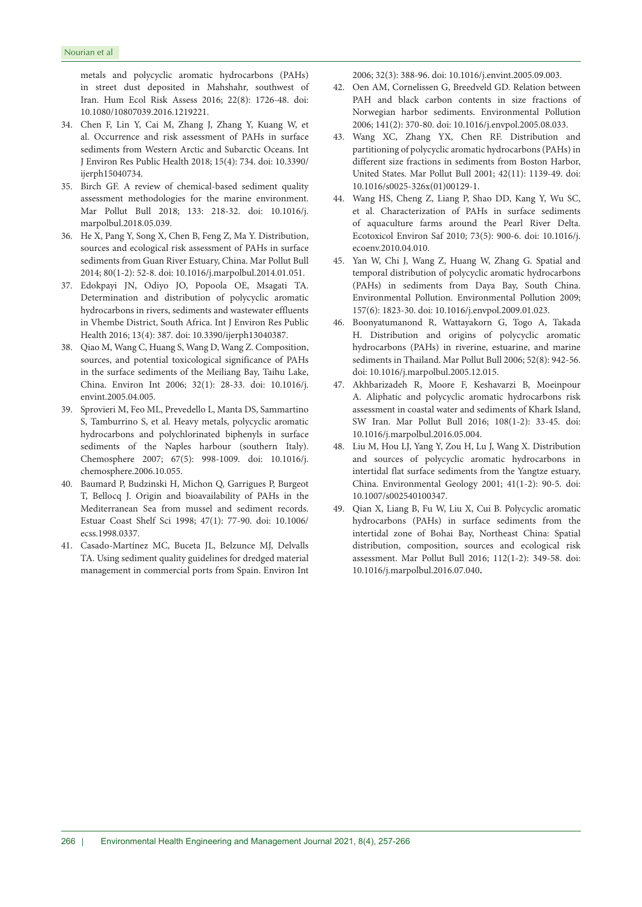metals and polycyclic aromatic hydrocarbons (PAHs) in street dust deposited in Mahshahr, southwest of Iran. Hum Ecol Risk Assess 2016; 22(8): 1726-48. doi: 10.1080/10807039.2016.1219221.

34. Chen F, Lin Y, Cai M, Zhang J, Zhang Y, Kuang W, et al. Occurrence and risk assessment of PAHs in surface sediments from Western Arctic and Subarctic Oceans. Int J Environ Res Public Health 2018; 15(4): 734. doi: 10.3390/ijerph15040734.
35. Birch GF. A review of chemical-based sediment quality assessment methodologies for the marine environment. Mar Pollut Bull 2018; 133: 218-32. doi: 10.1016/j.marpolbul.2018.05.039.
36. He X, Pang Y, Song X, Chen B, Feng Z, Ma Y. Distribution, sources and ecological risk assessment of PAHs in surface sediments from Guan River Estuary, China. Mar Pollut Bull 2014; 80(1-2): 52-8. doi: 10.1016/j.marpolbul.2014.01.051.
37. Edokpayi JN, Odiyo JO, Popoola OE, Msagati TA. Determination and distribution of polycyclic aromatic hydrocarbons in rivers, sediments and wastewater effluents in Vhembe District, South Africa. Int J Environ Res Public Health 2016; 13(4): 387. doi: 10.3390/ijerph13040387.
38. Qiao M, Wang C, Huang S, Wang D, Wang Z. Composition, sources, and potential toxicological significance of PAHs in the surface sediments of the Meiliang Bay, Taihu Lake, China. Environ Int 2006; 32(1): 28-33. doi: 10.1016/j.envint.2005.04.005.
39. Sprovieri M, Feo ML, Prevedello L, Manta DS, Sammartino S, Tamburrino S, et al. Heavy metals, polycyclic aromatic hydrocarbons and polychlorinated biphenyls in surface sediments of the Naples harbour (southern Italy). Chemosphere 2007; 67(5): 998-1009. doi: 10.1016/j.chemosphere.2006.10.055.
40. Baumard P, Budzinski H, Michon Q, Garrigues P, Burgeot T, Bellocq J. Origin and bioavailability of PAHs in the Mediterranean Sea from mussel and sediment records. Estuar Coast Shelf Sci 1998; 47(1): 77-90. doi: 10.1006/ecss.1998.0337.
41. Casado-Martínez MC, Buceta JL, Belzunce MJ, Delvalls TA. Using sediment quality guidelines for dredged material management in commercial ports from Spain. Environ Int 2006; 32(3): 388-96. doi: 10.1016/j.envint.2005.09.003.
42. Oen AM, Cornelissen G, Breedveld GD. Relation between PAH and black carbon contents in size fractions of Norwegian harbor sediments. Environmental Pollution 2006; 141(2): 370-80. doi: 10.1016/j.envpol.2005.08.033.
43. Wang XC, Zhang YX, Chen RF. Distribution and partitioning of polycyclic aromatic hydrocarbons (PAHs) in different size fractions in sediments from Boston Harbor, United States. Mar Pollut Bull 2001; 42(11): 1139-49. doi: 10.1016/s0025-326x(01)00129-1.
44. Wang HS, Cheng Z, Liang P, Shao DD, Kang Y, Wu SC, et al. Characterization of PAHs in surface sediments of aquaculture farms around the Pearl River Delta. Ecotoxicol Environ Saf 2010; 73(5): 900-6. doi: 10.1016/j.ecoenv.2010.04.010.
45. Yan W, Chi J, Wang Z, Huang W, Zhang G. Spatial and temporal distribution of polycyclic aromatic hydrocarbons (PAHs) in sediments from Daya Bay, South China. Environmental Pollution. Environmental Pollution 2009; 157(6): 1823-30. doi: 10.1016/j.envpol.2009.01.023.
46. Boonyatumanond R, Wattayakorn G, Togo A, Takada H. Distribution and origins of polycyclic aromatic hydrocarbons (PAHs) in riverine, estuarine, and marine sediments in Thailand. Mar Pollut Bull 2006; 52(8): 942-56. doi: 10.1016/j.marpolbul.2005.12.015.
47. Akhbarizadeh R, Moore F, Keshavarzi B, Moeinpour A. Aliphatic and polycyclic aromatic hydrocarbons risk assessment in coastal water and sediments of Khark Island, SW Iran. Mar Pollut Bull 2016; 108(1-2): 33-45. doi: 10.1016/j.marpolbul.2016.05.004.
48. Liu M, Hou LJ, Yang Y, Zou H, Lu J, Wang X. Distribution and sources of polycyclic aromatic hydrocarbons in intertidal flat surface sediments from the Yangtze estuary, China. Environmental Geology 2001; 41(1-2): 90-5. doi: 10.1007/s002540100347.
49. Qian X, Liang B, Fu W, Liu X, Cui B. Polycyclic aromatic hydrocarbons (PAHs) in surface sediments from the intertidal zone of Bohai Bay, Northeast China: Spatial distribution, composition, sources and ecological risk assessment. Mar Pollut Bull 2016; 112(1-2): 349-58. doi: 10.1016/j.marpolbul.2016.07.040.